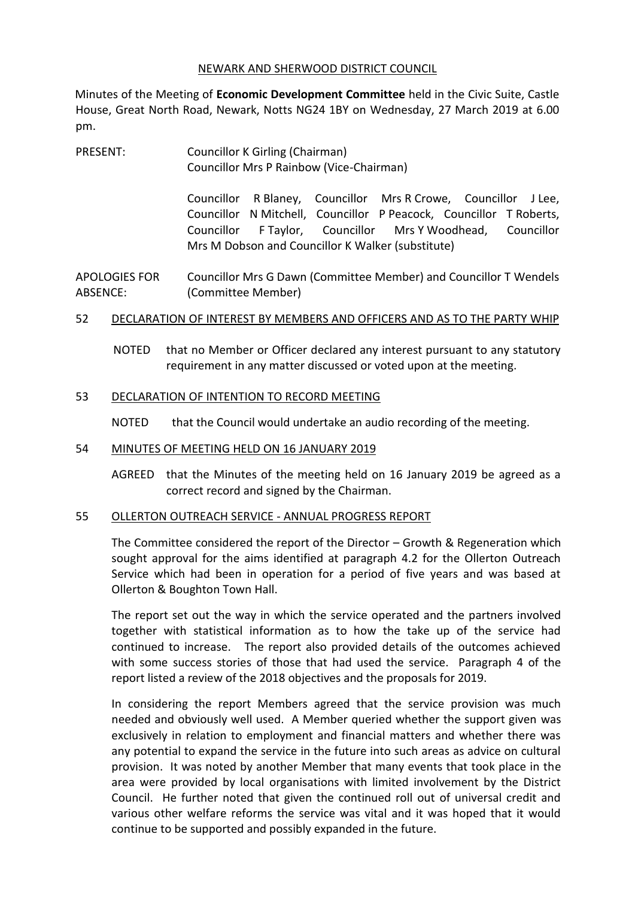NEWARK AND SHERWOOD DISTRICT COUNCIL

Minutes of the Meeting of **Economic Development Committee** held in the Civic Suite, Castle House, Great North Road, Newark, Notts NG24 1BY on Wednesday, 27 March 2019 at 6.00 pm.

PRESENT: Councillor K Girling (Chairman)
Councillor Mrs P Rainbow (Vice-Chairman)

Councillor R Blaney, Councillor Mrs R Crowe, Councillor J Lee, Councillor N Mitchell, Councillor P Peacock, Councillor T Roberts, Councillor F Taylor, Councillor Mrs Y Woodhead, Councillor Mrs M Dobson and Councillor K Walker (substitute)

APOLOGIES FOR ABSENCE: Councillor Mrs G Dawn (Committee Member) and Councillor T Wendels (Committee Member)

## 52 DECLARATION OF INTEREST BY MEMBERS AND OFFICERS AND AS TO THE PARTY WHIP

NOTED that no Member or Officer declared any interest pursuant to any statutory requirement in any matter discussed or voted upon at the meeting.

## 53 DECLARATION OF INTENTION TO RECORD MEETING

NOTED that the Council would undertake an audio recording of the meeting.

## 54 MINUTES OF MEETING HELD ON 16 JANUARY 2019

AGREED that the Minutes of the meeting held on 16 January 2019 be agreed as a correct record and signed by the Chairman.

## 55 OLLERTON OUTREACH SERVICE - ANNUAL PROGRESS REPORT

The Committee considered the report of the Director – Growth & Regeneration which sought approval for the aims identified at paragraph 4.2 for the Ollerton Outreach Service which had been in operation for a period of five years and was based at Ollerton & Boughton Town Hall.

The report set out the way in which the service operated and the partners involved together with statistical information as to how the take up of the service had continued to increase. The report also provided details of the outcomes achieved with some success stories of those that had used the service. Paragraph 4 of the report listed a review of the 2018 objectives and the proposals for 2019.

In considering the report Members agreed that the service provision was much needed and obviously well used. A Member queried whether the support given was exclusively in relation to employment and financial matters and whether there was any potential to expand the service in the future into such areas as advice on cultural provision. It was noted by another Member that many events that took place in the area were provided by local organisations with limited involvement by the District Council. He further noted that given the continued roll out of universal credit and various other welfare reforms the service was vital and it was hoped that it would continue to be supported and possibly expanded in the future.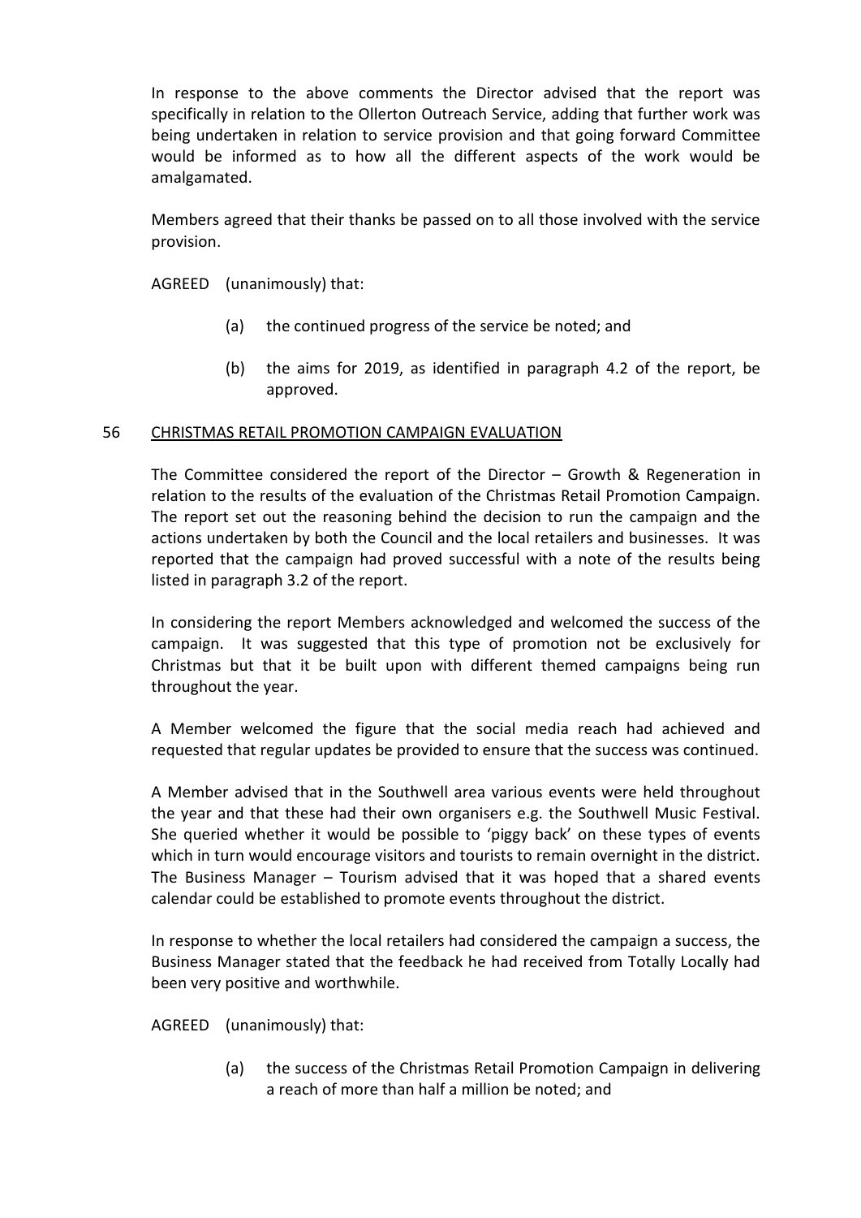In response to the above comments the Director advised that the report was specifically in relation to the Ollerton Outreach Service, adding that further work was being undertaken in relation to service provision and that going forward Committee would be informed as to how all the different aspects of the work would be amalgamated.

Members agreed that their thanks be passed on to all those involved with the service provision.

AGREED (unanimously) that:

(a) the continued progress of the service be noted; and

(b) the aims for 2019, as identified in paragraph 4.2 of the report, be approved.

## 56 CHRISTMAS RETAIL PROMOTION CAMPAIGN EVALUATION

The Committee considered the report of the Director – Growth & Regeneration in relation to the results of the evaluation of the Christmas Retail Promotion Campaign. The report set out the reasoning behind the decision to run the campaign and the actions undertaken by both the Council and the local retailers and businesses. It was reported that the campaign had proved successful with a note of the results being listed in paragraph 3.2 of the report.

In considering the report Members acknowledged and welcomed the success of the campaign. It was suggested that this type of promotion not be exclusively for Christmas but that it be built upon with different themed campaigns being run throughout the year.

A Member welcomed the figure that the social media reach had achieved and requested that regular updates be provided to ensure that the success was continued.

A Member advised that in the Southwell area various events were held throughout the year and that these had their own organisers e.g. the Southwell Music Festival. She queried whether it would be possible to 'piggy back' on these types of events which in turn would encourage visitors and tourists to remain overnight in the district. The Business Manager – Tourism advised that it was hoped that a shared events calendar could be established to promote events throughout the district.

In response to whether the local retailers had considered the campaign a success, the Business Manager stated that the feedback he had received from Totally Locally had been very positive and worthwhile.

AGREED (unanimously) that:

(a) the success of the Christmas Retail Promotion Campaign in delivering a reach of more than half a million be noted; and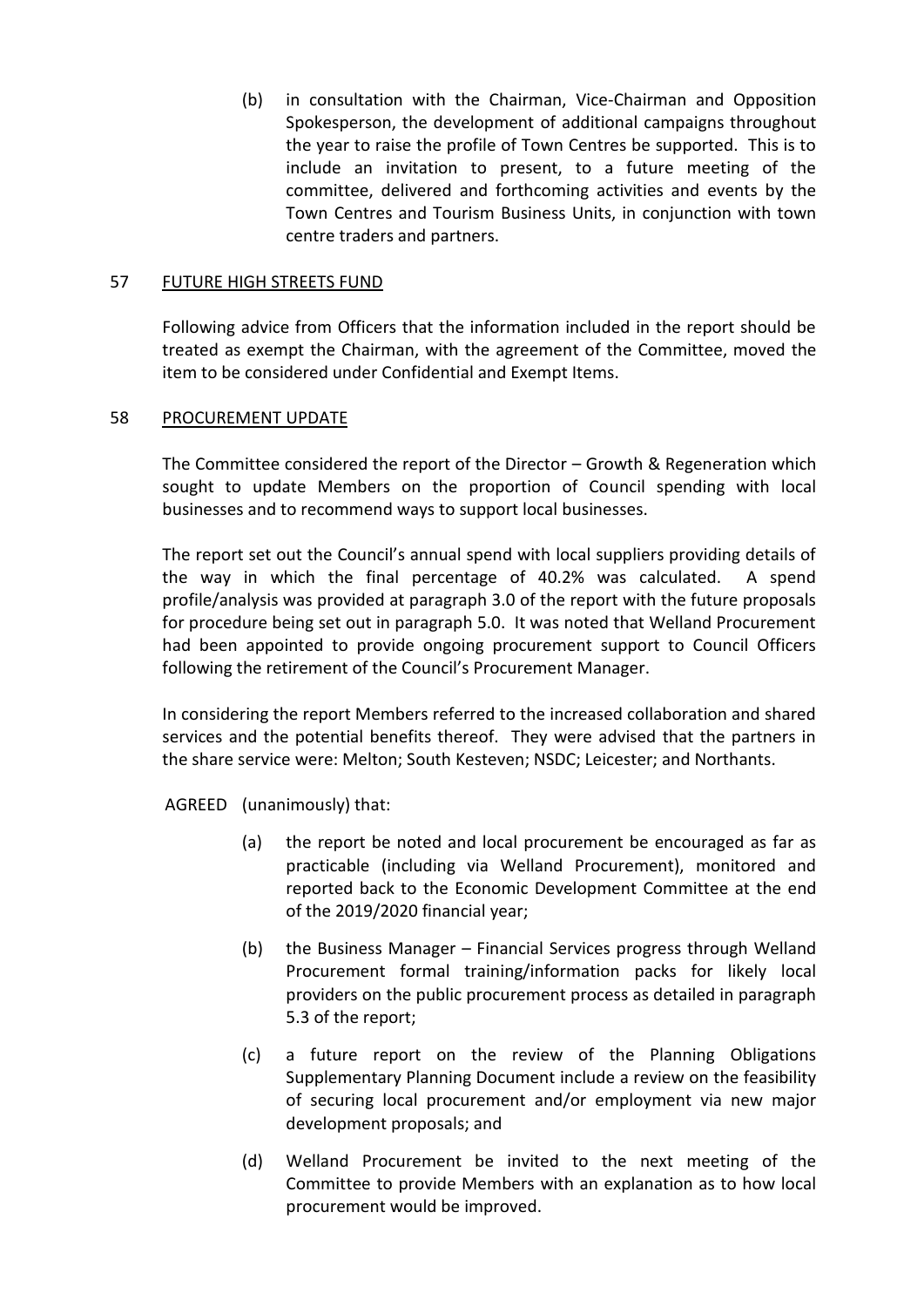(b) in consultation with the Chairman, Vice-Chairman and Opposition Spokesperson, the development of additional campaigns throughout the year to raise the profile of Town Centres be supported. This is to include an invitation to present, to a future meeting of the committee, delivered and forthcoming activities and events by the Town Centres and Tourism Business Units, in conjunction with town centre traders and partners.

## 57 FUTURE HIGH STREETS FUND

Following advice from Officers that the information included in the report should be treated as exempt the Chairman, with the agreement of the Committee, moved the item to be considered under Confidential and Exempt Items.

## 58 PROCUREMENT UPDATE

The Committee considered the report of the Director – Growth & Regeneration which sought to update Members on the proportion of Council spending with local businesses and to recommend ways to support local businesses.

The report set out the Council's annual spend with local suppliers providing details of the way in which the final percentage of 40.2% was calculated. A spend profile/analysis was provided at paragraph 3.0 of the report with the future proposals for procedure being set out in paragraph 5.0. It was noted that Welland Procurement had been appointed to provide ongoing procurement support to Council Officers following the retirement of the Council's Procurement Manager.

In considering the report Members referred to the increased collaboration and shared services and the potential benefits thereof. They were advised that the partners in the share service were: Melton; South Kesteven; NSDC; Leicester; and Northants.

AGREED (unanimously) that:

(a) the report be noted and local procurement be encouraged as far as practicable (including via Welland Procurement), monitored and reported back to the Economic Development Committee at the end of the 2019/2020 financial year;

(b) the Business Manager – Financial Services progress through Welland Procurement formal training/information packs for likely local providers on the public procurement process as detailed in paragraph 5.3 of the report;

(c) a future report on the review of the Planning Obligations Supplementary Planning Document include a review on the feasibility of securing local procurement and/or employment via new major development proposals; and

(d) Welland Procurement be invited to the next meeting of the Committee to provide Members with an explanation as to how local procurement would be improved.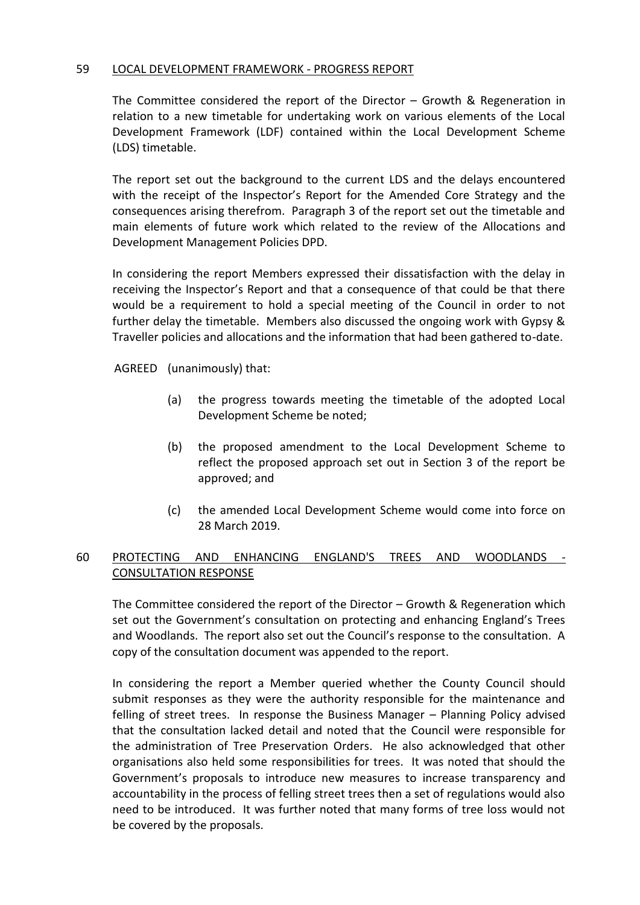## 59 LOCAL DEVELOPMENT FRAMEWORK - PROGRESS REPORT

The Committee considered the report of the Director – Growth & Regeneration in relation to a new timetable for undertaking work on various elements of the Local Development Framework (LDF) contained within the Local Development Scheme (LDS) timetable.

The report set out the background to the current LDS and the delays encountered with the receipt of the Inspector's Report for the Amended Core Strategy and the consequences arising therefrom. Paragraph 3 of the report set out the timetable and main elements of future work which related to the review of the Allocations and Development Management Policies DPD.

In considering the report Members expressed their dissatisfaction with the delay in receiving the Inspector's Report and that a consequence of that could be that there would be a requirement to hold a special meeting of the Council in order to not further delay the timetable. Members also discussed the ongoing work with Gypsy & Traveller policies and allocations and the information that had been gathered to-date.

AGREED (unanimously) that:

(a) the progress towards meeting the timetable of the adopted Local Development Scheme be noted;

(b) the proposed amendment to the Local Development Scheme to reflect the proposed approach set out in Section 3 of the report be approved; and

(c) the amended Local Development Scheme would come into force on 28 March 2019.

## 60 PROTECTING AND ENHANCING ENGLAND'S TREES AND WOODLANDS - CONSULTATION RESPONSE

The Committee considered the report of the Director – Growth & Regeneration which set out the Government's consultation on protecting and enhancing England's Trees and Woodlands. The report also set out the Council's response to the consultation. A copy of the consultation document was appended to the report.

In considering the report a Member queried whether the County Council should submit responses as they were the authority responsible for the maintenance and felling of street trees. In response the Business Manager – Planning Policy advised that the consultation lacked detail and noted that the Council were responsible for the administration of Tree Preservation Orders. He also acknowledged that other organisations also held some responsibilities for trees. It was noted that should the Government's proposals to introduce new measures to increase transparency and accountability in the process of felling street trees then a set of regulations would also need to be introduced. It was further noted that many forms of tree loss would not be covered by the proposals.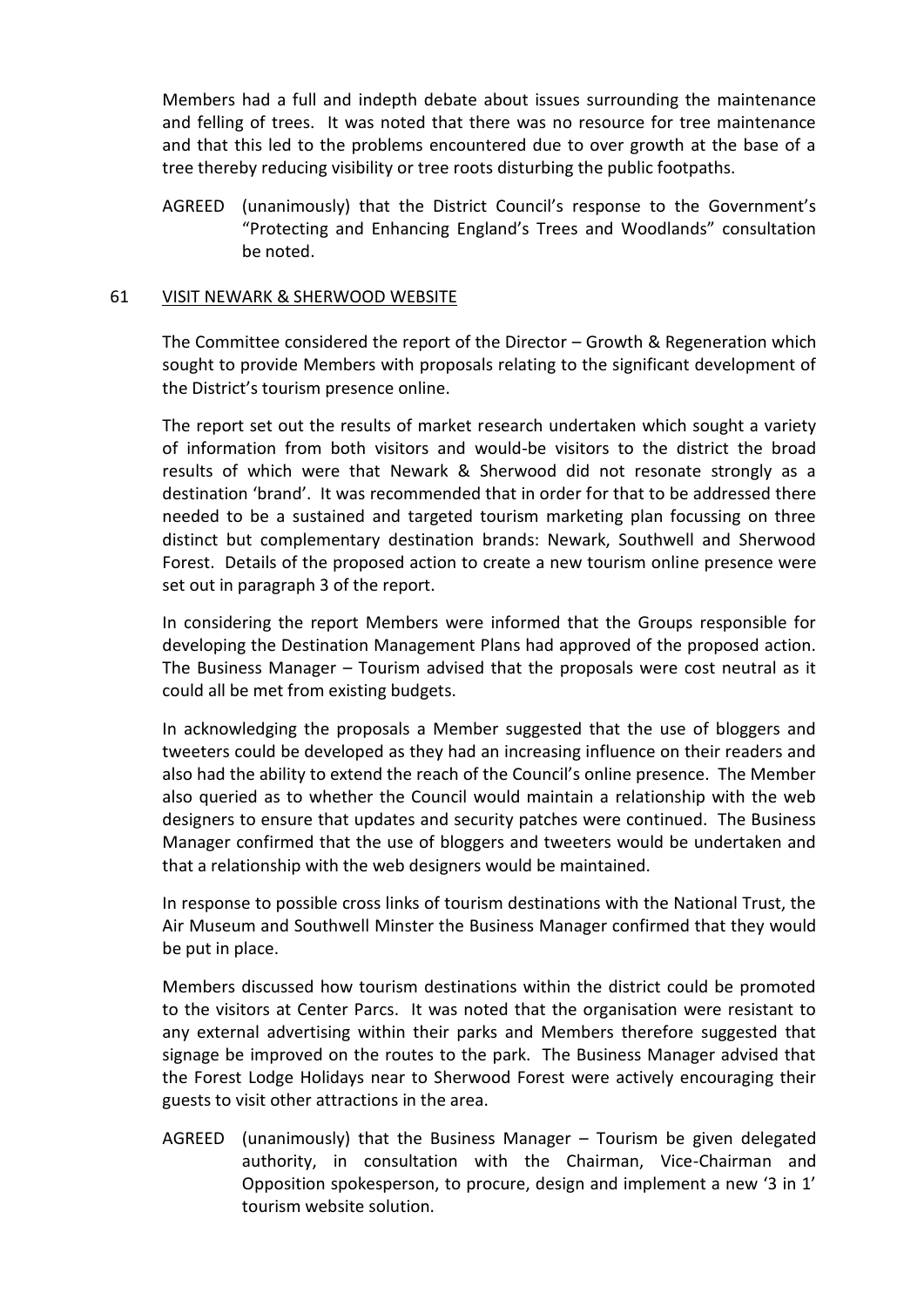Members had a full and indepth debate about issues surrounding the maintenance and felling of trees. It was noted that there was no resource for tree maintenance and that this led to the problems encountered due to over growth at the base of a tree thereby reducing visibility or tree roots disturbing the public footpaths.

AGREED (unanimously) that the District Council's response to the Government's "Protecting and Enhancing England's Trees and Woodlands" consultation be noted.

## 61 VISIT NEWARK & SHERWOOD WEBSITE

The Committee considered the report of the Director – Growth & Regeneration which sought to provide Members with proposals relating to the significant development of the District's tourism presence online.

The report set out the results of market research undertaken which sought a variety of information from both visitors and would-be visitors to the district the broad results of which were that Newark & Sherwood did not resonate strongly as a destination 'brand'. It was recommended that in order for that to be addressed there needed to be a sustained and targeted tourism marketing plan focussing on three distinct but complementary destination brands: Newark, Southwell and Sherwood Forest. Details of the proposed action to create a new tourism online presence were set out in paragraph 3 of the report.

In considering the report Members were informed that the Groups responsible for developing the Destination Management Plans had approved of the proposed action. The Business Manager – Tourism advised that the proposals were cost neutral as it could all be met from existing budgets.

In acknowledging the proposals a Member suggested that the use of bloggers and tweeters could be developed as they had an increasing influence on their readers and also had the ability to extend the reach of the Council's online presence. The Member also queried as to whether the Council would maintain a relationship with the web designers to ensure that updates and security patches were continued. The Business Manager confirmed that the use of bloggers and tweeters would be undertaken and that a relationship with the web designers would be maintained.

In response to possible cross links of tourism destinations with the National Trust, the Air Museum and Southwell Minster the Business Manager confirmed that they would be put in place.

Members discussed how tourism destinations within the district could be promoted to the visitors at Center Parcs. It was noted that the organisation were resistant to any external advertising within their parks and Members therefore suggested that signage be improved on the routes to the park. The Business Manager advised that the Forest Lodge Holidays near to Sherwood Forest were actively encouraging their guests to visit other attractions in the area.

AGREED (unanimously) that the Business Manager – Tourism be given delegated authority, in consultation with the Chairman, Vice-Chairman and Opposition spokesperson, to procure, design and implement a new '3 in 1' tourism website solution.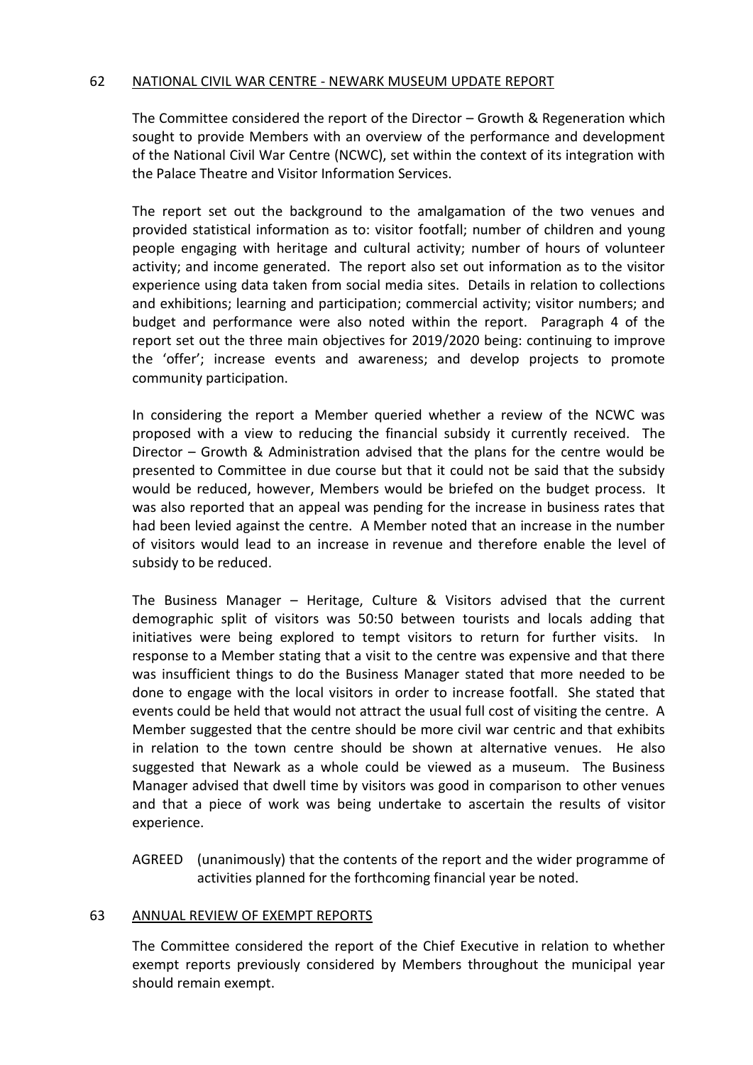## 62 NATIONAL CIVIL WAR CENTRE - NEWARK MUSEUM UPDATE REPORT

The Committee considered the report of the Director – Growth & Regeneration which sought to provide Members with an overview of the performance and development of the National Civil War Centre (NCWC), set within the context of its integration with the Palace Theatre and Visitor Information Services.

The report set out the background to the amalgamation of the two venues and provided statistical information as to: visitor footfall; number of children and young people engaging with heritage and cultural activity; number of hours of volunteer activity; and income generated. The report also set out information as to the visitor experience using data taken from social media sites. Details in relation to collections and exhibitions; learning and participation; commercial activity; visitor numbers; and budget and performance were also noted within the report. Paragraph 4 of the report set out the three main objectives for 2019/2020 being: continuing to improve the 'offer'; increase events and awareness; and develop projects to promote community participation.

In considering the report a Member queried whether a review of the NCWC was proposed with a view to reducing the financial subsidy it currently received. The Director – Growth & Administration advised that the plans for the centre would be presented to Committee in due course but that it could not be said that the subsidy would be reduced, however, Members would be briefed on the budget process. It was also reported that an appeal was pending for the increase in business rates that had been levied against the centre. A Member noted that an increase in the number of visitors would lead to an increase in revenue and therefore enable the level of subsidy to be reduced.

The Business Manager – Heritage, Culture & Visitors advised that the current demographic split of visitors was 50:50 between tourists and locals adding that initiatives were being explored to tempt visitors to return for further visits. In response to a Member stating that a visit to the centre was expensive and that there was insufficient things to do the Business Manager stated that more needed to be done to engage with the local visitors in order to increase footfall. She stated that events could be held that would not attract the usual full cost of visiting the centre. A Member suggested that the centre should be more civil war centric and that exhibits in relation to the town centre should be shown at alternative venues. He also suggested that Newark as a whole could be viewed as a museum. The Business Manager advised that dwell time by visitors was good in comparison to other venues and that a piece of work was being undertake to ascertain the results of visitor experience.

AGREED (unanimously) that the contents of the report and the wider programme of activities planned for the forthcoming financial year be noted.

## 63 ANNUAL REVIEW OF EXEMPT REPORTS

The Committee considered the report of the Chief Executive in relation to whether exempt reports previously considered by Members throughout the municipal year should remain exempt.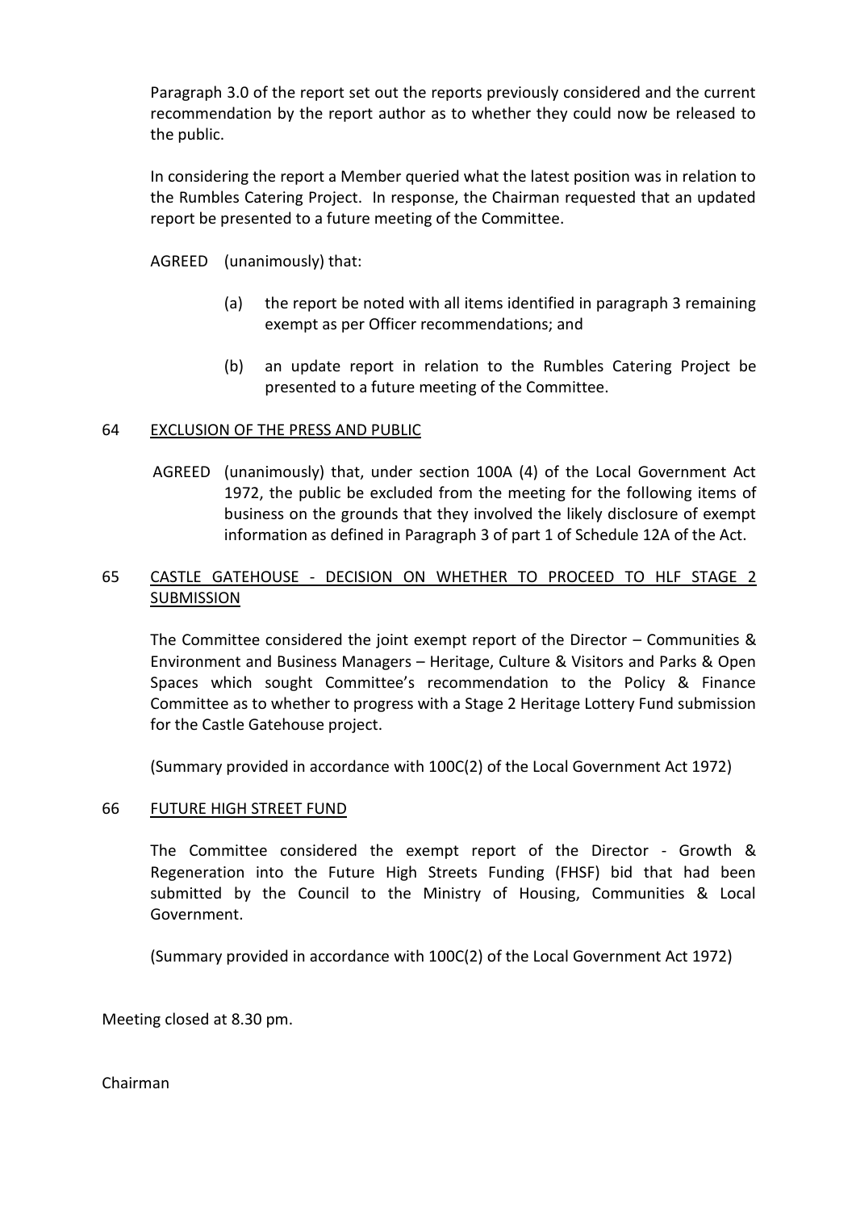Paragraph 3.0 of the report set out the reports previously considered and the current recommendation by the report author as to whether they could now be released to the public.

In considering the report a Member queried what the latest position was in relation to the Rumbles Catering Project. In response, the Chairman requested that an updated report be presented to a future meeting of the Committee.

AGREED (unanimously) that:

(a) the report be noted with all items identified in paragraph 3 remaining exempt as per Officer recommendations; and

(b) an update report in relation to the Rumbles Catering Project be presented to a future meeting of the Committee.

## 64 EXCLUSION OF THE PRESS AND PUBLIC

AGREED (unanimously) that, under section 100A (4) of the Local Government Act 1972, the public be excluded from the meeting for the following items of business on the grounds that they involved the likely disclosure of exempt information as defined in Paragraph 3 of part 1 of Schedule 12A of the Act.

## 65 CASTLE GATEHOUSE - DECISION ON WHETHER TO PROCEED TO HLF STAGE 2 SUBMISSION

The Committee considered the joint exempt report of the Director – Communities & Environment and Business Managers – Heritage, Culture & Visitors and Parks & Open Spaces which sought Committee's recommendation to the Policy & Finance Committee as to whether to progress with a Stage 2 Heritage Lottery Fund submission for the Castle Gatehouse project.

(Summary provided in accordance with 100C(2) of the Local Government Act 1972)

## 66 FUTURE HIGH STREET FUND

The Committee considered the exempt report of the Director - Growth & Regeneration into the Future High Streets Funding (FHSF) bid that had been submitted by the Council to the Ministry of Housing, Communities & Local Government.

(Summary provided in accordance with 100C(2) of the Local Government Act 1972)

Meeting closed at 8.30 pm.

Chairman